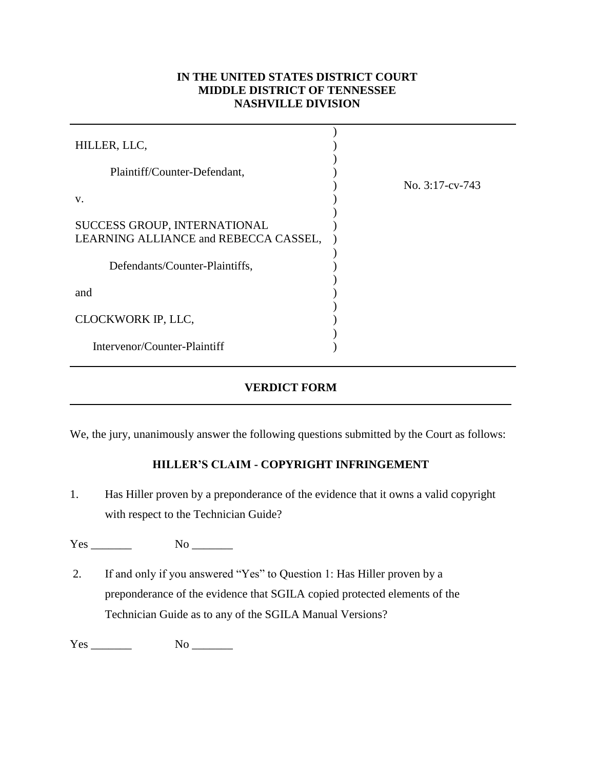**IN THE UNITED STATES DISTRICT COURT**
**MIDDLE DISTRICT OF TENNESSEE**
**NASHVILLE DIVISION**

| | | |
|---|---|---|
| HILLER, LLC, | ) | |
| Plaintiff/Counter-Defendant, | ) | |
| v. | ) | No. 3:17-cv-743 |
| SUCCESS GROUP, INTERNATIONAL LEARNING ALLIANCE and REBECCA CASSEL, | ) | |
| Defendants/Counter-Plaintiffs, | ) | |
| and | ) | |
| CLOCKWORK IP, LLC, | ) | |
| Intervenor/Counter-Plaintiff | ) | |

**VERDICT FORM**

We, the jury, unanimously answer the following questions submitted by the Court as follows:

**HILLER'S CLAIM - COPYRIGHT INFRINGEMENT**

1. Has Hiller proven by a preponderance of the evidence that it owns a valid copyright with respect to the Technician Guide?

Yes _______ No _______

2. If and only if you answered "Yes" to Question 1: Has Hiller proven by a preponderance of the evidence that SGILA copied protected elements of the Technician Guide as to any of the SGILA Manual Versions?

Yes _______ No _______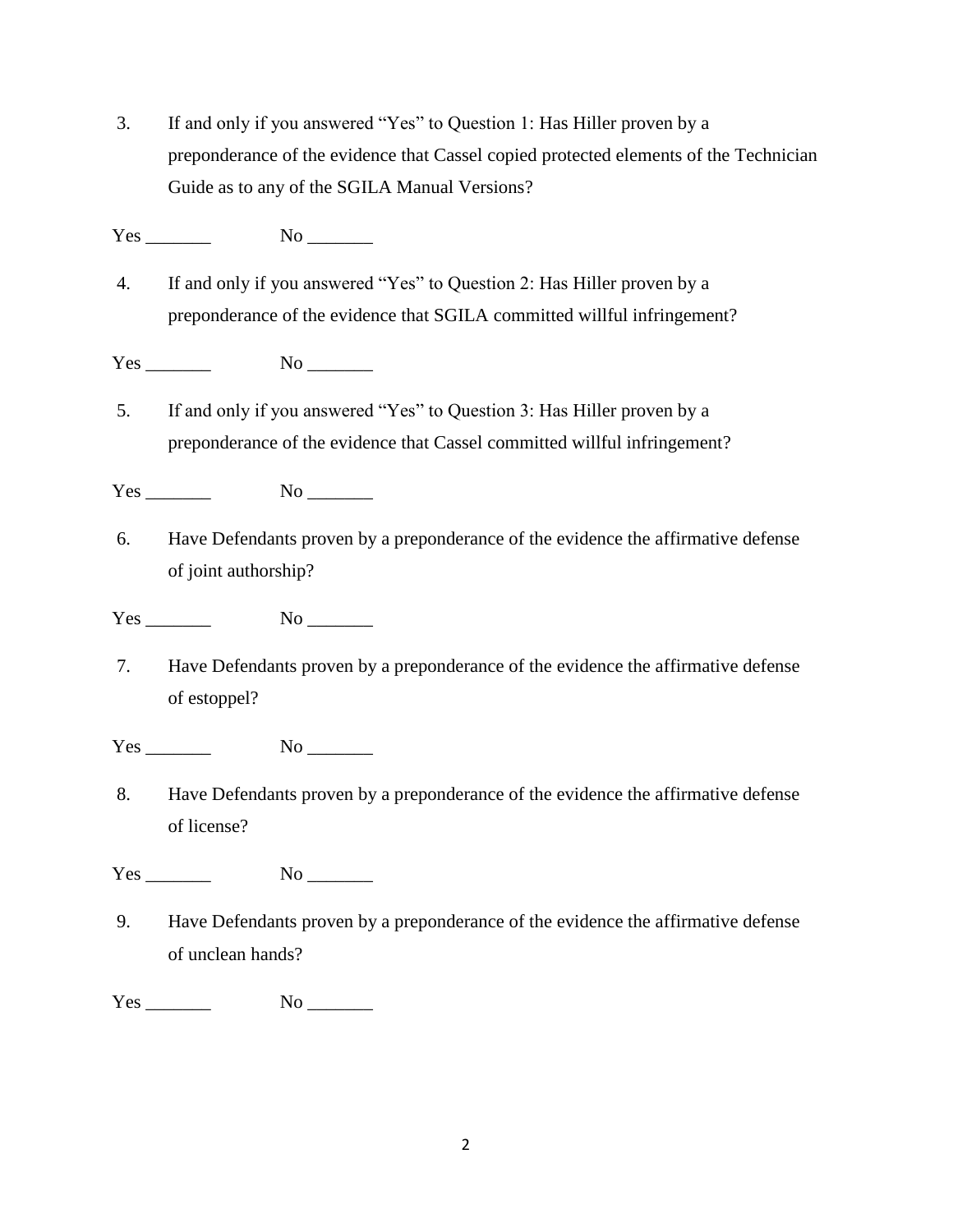3. If and only if you answered "Yes" to Question 1: Has Hiller proven by a preponderance of the evidence that Cassel copied protected elements of the Technician Guide as to any of the SGILA Manual Versions?

Yes _______ No _______

4. If and only if you answered "Yes" to Question 2: Has Hiller proven by a preponderance of the evidence that SGILA committed willful infringement?

Yes _______ No _______

5. If and only if you answered "Yes" to Question 3: Has Hiller proven by a preponderance of the evidence that Cassel committed willful infringement?

Yes _______ No _______

6. Have Defendants proven by a preponderance of the evidence the affirmative defense of joint authorship?

Yes _______ No _______

7. Have Defendants proven by a preponderance of the evidence the affirmative defense of estoppel?

Yes _______ No _______

8. Have Defendants proven by a preponderance of the evidence the affirmative defense of license?

Yes _______ No _______

9. Have Defendants proven by a preponderance of the evidence the affirmative defense of unclean hands?

Yes _______ No _______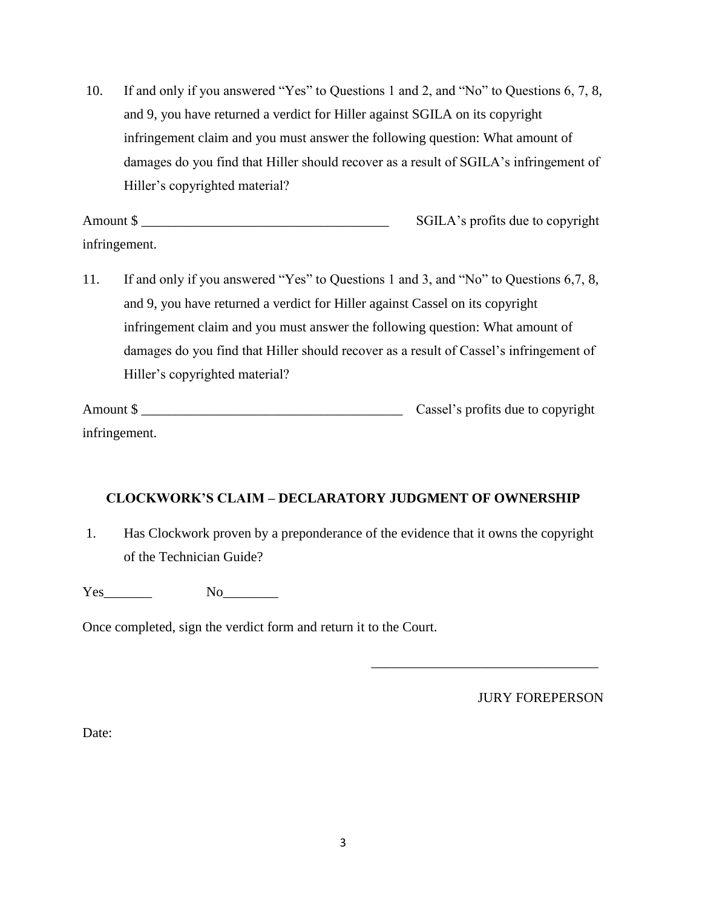10. If and only if you answered "Yes" to Questions 1 and 2, and "No" to Questions 6, 7, 8, and 9, you have returned a verdict for Hiller against SGILA on its copyright infringement claim and you must answer the following question: What amount of damages do you find that Hiller should recover as a result of SGILA's infringement of Hiller's copyrighted material?

Amount $ ____________________________________ SGILA's profits due to copyright infringement.

11. If and only if you answered "Yes" to Questions 1 and 3, and "No" to Questions 6,7, 8, and 9, you have returned a verdict for Hiller against Cassel on its copyright infringement claim and you must answer the following question: What amount of damages do you find that Hiller should recover as a result of Cassel's infringement of Hiller's copyrighted material?

Amount $ ______________________________________ Cassel's profits due to copyright infringement.

**CLOCKWORK'S CLAIM – DECLARATORY JUDGMENT OF OWNERSHIP**

1. Has Clockwork proven by a preponderance of the evidence that it owns the copyright of the Technician Guide?

Yes_______ No________

Once completed, sign the verdict form and return it to the Court.

_________________________________

JURY FOREPERSON

Date: